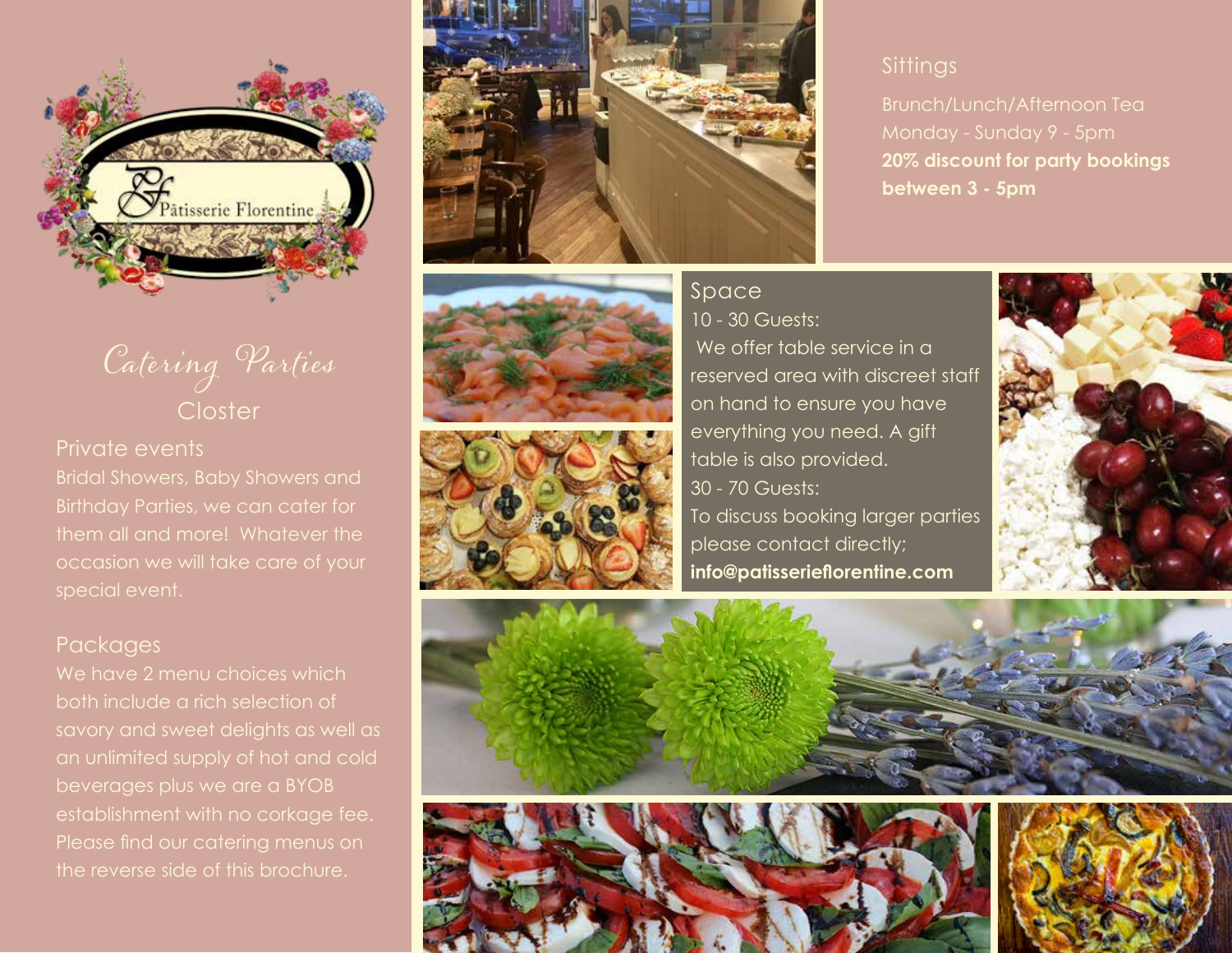Pâtisserie Florentine

# Catering Parties

## Closter

### Private events

Bridal Showers, Baby Showers and Birthday Parties, we can cater for them all and more! Whatever the occasion we will take care of your special event.

### Packages

We have 2 menu choices which both include a rich selection of savory and sweet delights as well as an unlimited supply of hot and cold beverages plus we are a BYOB establishment with no corkage fee. Please find our catering menus on the reverse side of this brochure.

### Sittings

Brunch/Lunch/Afternoon Tea
Monday - Sunday 9 - 5pm
**20% discount for party bookings between 3 - 5pm**

### Space

10 - 30 Guests:
We offer table service in a reserved area with discreet staff on hand to ensure you have everything you need. A gift table is also provided.

30 - 70 Guests:
To discuss booking larger parties please contact directly;
**info@patisserieflorentine.com**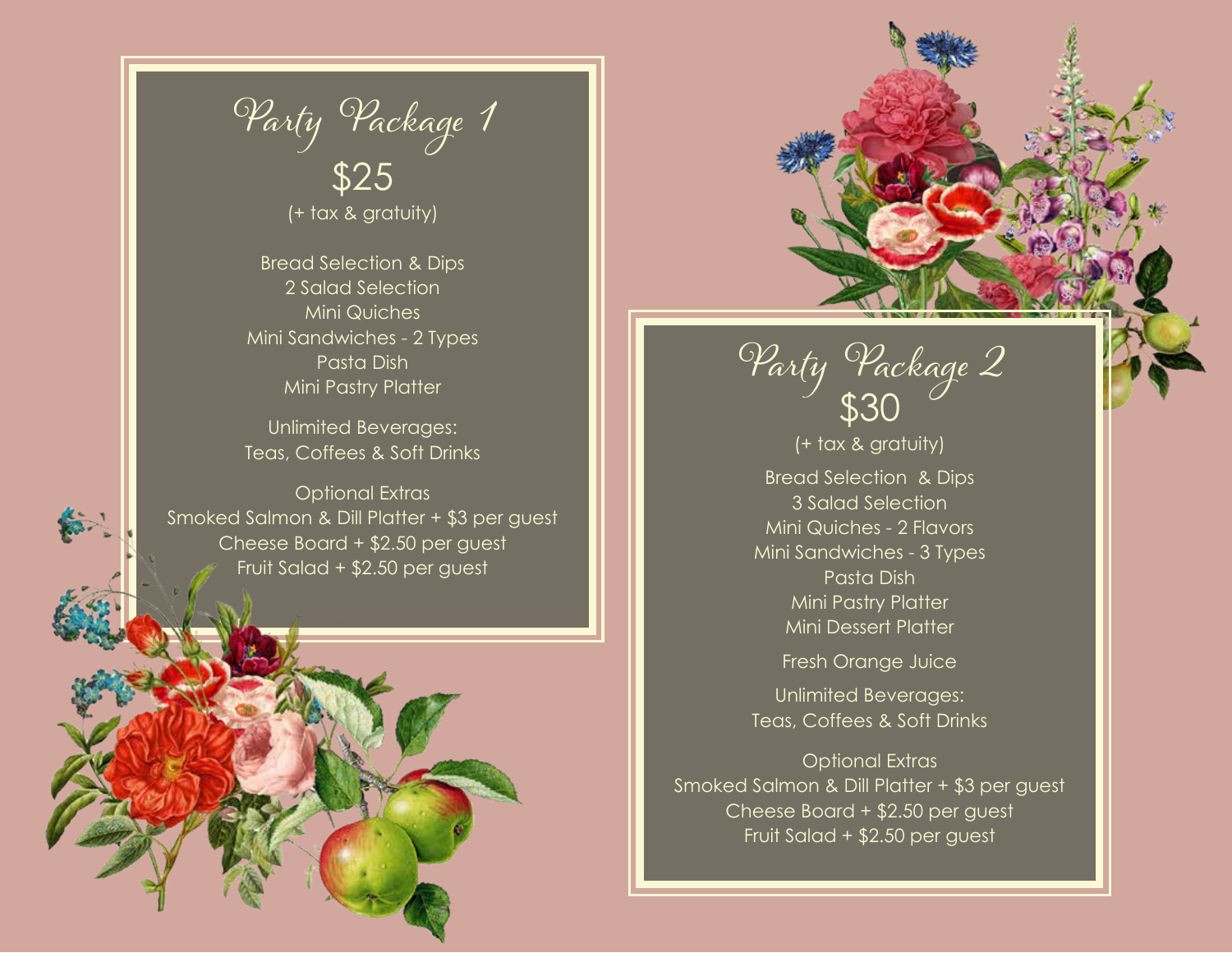# Party Package 1

## $25

(+ tax & gratuity)

Bread Selection & Dips
2 Salad Selection
Mini Quiches
Mini Sandwiches - 2 Types
Pasta Dish
Mini Pastry Platter

Unlimited Beverages:
Teas, Coffees & Soft Drinks

Optional Extras
Smoked Salmon & Dill Platter + $3 per guest
Cheese Board + $2.50 per guest
Fruit Salad + $2.50 per guest

# Party Package 2

## $30

(+ tax & gratuity)

Bread Selection & Dips
3 Salad Selection
Mini Quiches - 2 Flavors
Mini Sandwiches - 3 Types
Pasta Dish
Mini Pastry Platter
Mini Dessert Platter

Fresh Orange Juice

Unlimited Beverages:
Teas, Coffees & Soft Drinks

Optional Extras
Smoked Salmon & Dill Platter + $3 per guest
Cheese Board + $2.50 per guest
Fruit Salad + $2.50 per guest